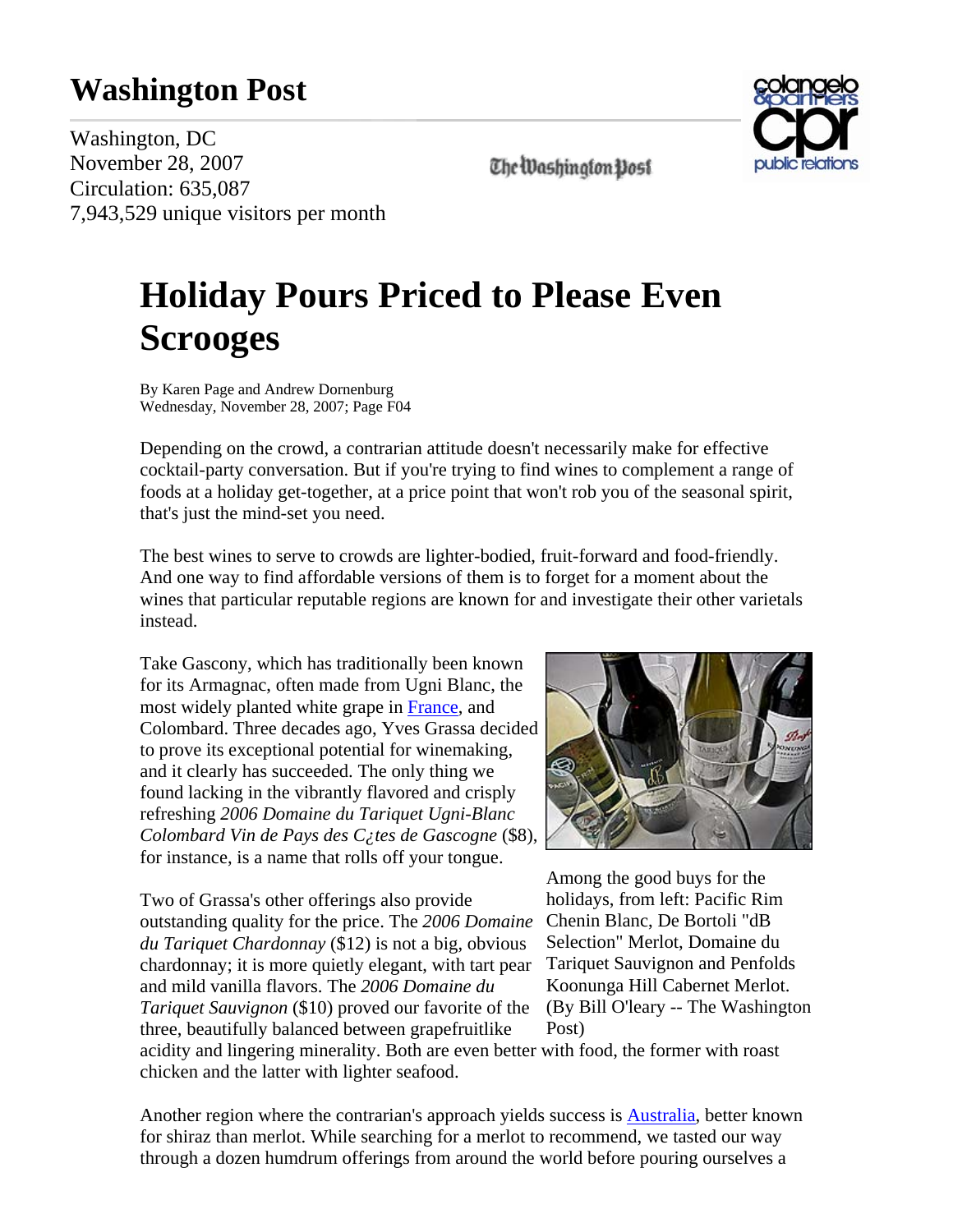# Washington Post

Washington, DC
November 28, 2007
Circulation: 635,087
7,943,529 unique visitors per month

# Holiday Pours Priced to Please Even Scrooges

By Karen Page and Andrew Dornenburg
Wednesday, November 28, 2007; Page F04

Depending on the crowd, a contrarian attitude doesn't necessarily make for effective cocktail-party conversation. But if you're trying to find wines to complement a range of foods at a holiday get-together, at a price point that won't rob you of the seasonal spirit, that's just the mind-set you need.

The best wines to serve to crowds are lighter-bodied, fruit-forward and food-friendly. And one way to find affordable versions of them is to forget for a moment about the wines that particular reputable regions are known for and investigate their other varietals instead.

Take Gascony, which has traditionally been known for its Armagnac, often made from Ugni Blanc, the most widely planted white grape in France, and Colombard. Three decades ago, Yves Grassa decided to prove its exceptional potential for winemaking, and it clearly has succeeded. The only thing we found lacking in the vibrantly flavored and crisply refreshing *2006 Domaine du Tariquet Ugni-Blanc Colombard Vin de Pays des C¿tes de Gascogne* ($8), for instance, is a name that rolls off your tongue.

Among the good buys for the holidays, from left: Pacific Rim Chenin Blanc, De Bortoli "dB Selection" Merlot, Domaine du Tariquet Sauvignon and Penfolds Koonunga Hill Cabernet Merlot. (By Bill O'leary -- The Washington Post)

Two of Grassa's other offerings also provide outstanding quality for the price. The *2006 Domaine du Tariquet Chardonnay* ($12) is not a big, obvious chardonnay; it is more quietly elegant, with tart pear and mild vanilla flavors. The *2006 Domaine du Tariquet Sauvignon* ($10) proved our favorite of the three, beautifully balanced between grapefruitlike acidity and lingering minerality. Both are even better with food, the former with roast chicken and the latter with lighter seafood.

Another region where the contrarian's approach yields success is Australia, better known for shiraz than merlot. While searching for a merlot to recommend, we tasted our way through a dozen humdrum offerings from around the world before pouring ourselves a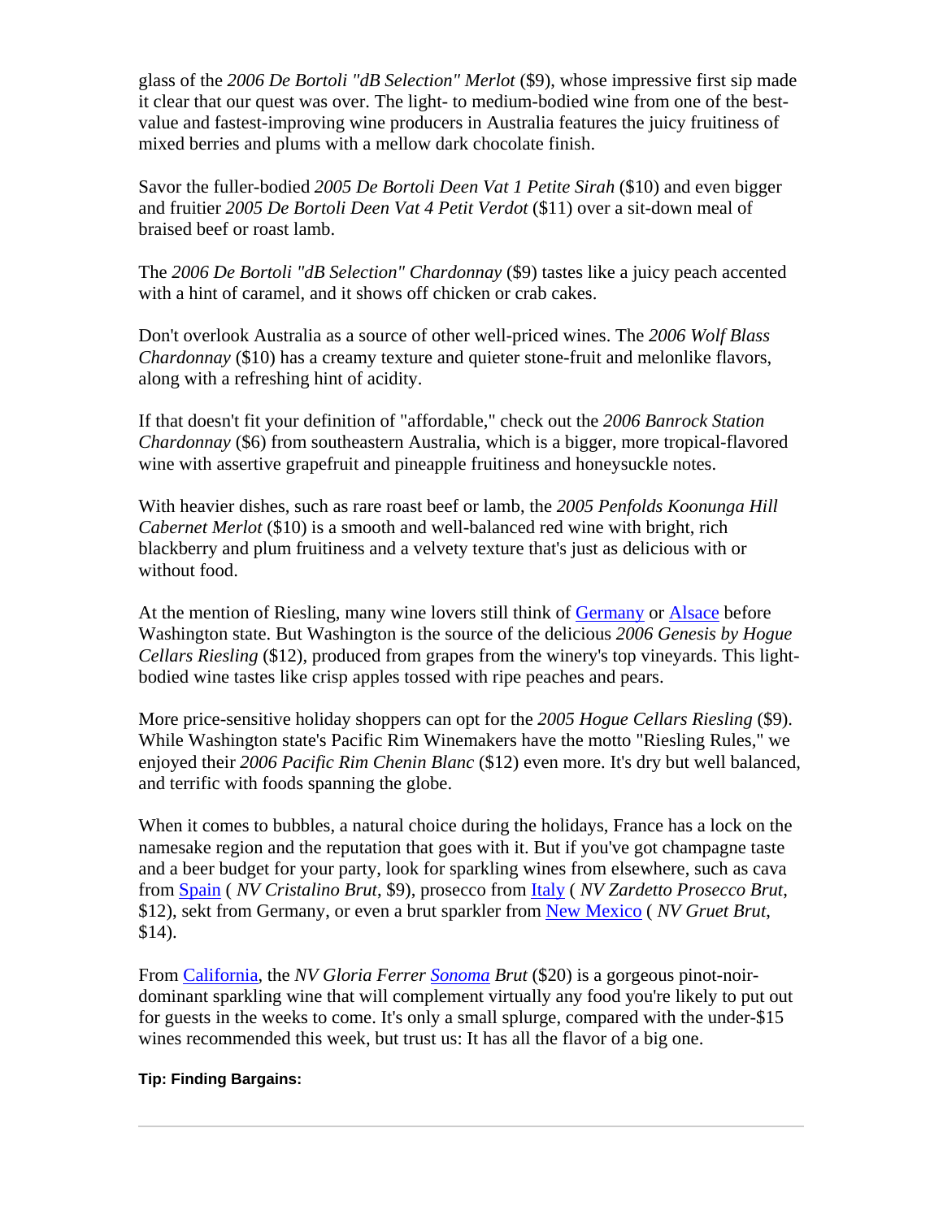glass of the *2006 De Bortoli "dB Selection" Merlot* ($9), whose impressive first sip made it clear that our quest was over. The light- to medium-bodied wine from one of the best-value and fastest-improving wine producers in Australia features the juicy fruitiness of mixed berries and plums with a mellow dark chocolate finish.

Savor the fuller-bodied *2005 De Bortoli Deen Vat 1 Petite Sirah* ($10) and even bigger and fruitier *2005 De Bortoli Deen Vat 4 Petit Verdot* ($11) over a sit-down meal of braised beef or roast lamb.

The *2006 De Bortoli "dB Selection" Chardonnay* ($9) tastes like a juicy peach accented with a hint of caramel, and it shows off chicken or crab cakes.

Don't overlook Australia as a source of other well-priced wines. The *2006 Wolf Blass Chardonnay* ($10) has a creamy texture and quieter stone-fruit and melonlike flavors, along with a refreshing hint of acidity.

If that doesn't fit your definition of "affordable," check out the *2006 Banrock Station Chardonnay* ($6) from southeastern Australia, which is a bigger, more tropical-flavored wine with assertive grapefruit and pineapple fruitiness and honeysuckle notes.

With heavier dishes, such as rare roast beef or lamb, the *2005 Penfolds Koonunga Hill Cabernet Merlot* ($10) is a smooth and well-balanced red wine with bright, rich blackberry and plum fruitiness and a velvety texture that's just as delicious with or without food.

At the mention of Riesling, many wine lovers still think of Germany or Alsace before Washington state. But Washington is the source of the delicious *2006 Genesis by Hogue Cellars Riesling* ($12), produced from grapes from the winery's top vineyards. This light-bodied wine tastes like crisp apples tossed with ripe peaches and pears.

More price-sensitive holiday shoppers can opt for the *2005 Hogue Cellars Riesling* ($9). While Washington state's Pacific Rim Winemakers have the motto "Riesling Rules," we enjoyed their *2006 Pacific Rim Chenin Blanc* ($12) even more. It's dry but well balanced, and terrific with foods spanning the globe.

When it comes to bubbles, a natural choice during the holidays, France has a lock on the namesake region and the reputation that goes with it. But if you've got champagne taste and a beer budget for your party, look for sparkling wines from elsewhere, such as cava from Spain ( *NV Cristalino Brut*, $9), prosecco from Italy ( *NV Zardetto Prosecco Brut*, $12), sekt from Germany, or even a brut sparkler from New Mexico ( *NV Gruet Brut*, $14).

From California, the *NV Gloria Ferrer Sonoma Brut* ($20) is a gorgeous pinot-noir-dominant sparkling wine that will complement virtually any food you're likely to put out for guests in the weeks to come. It's only a small splurge, compared with the under-$15 wines recommended this week, but trust us: It has all the flavor of a big one.

**Tip: Finding Bargains:**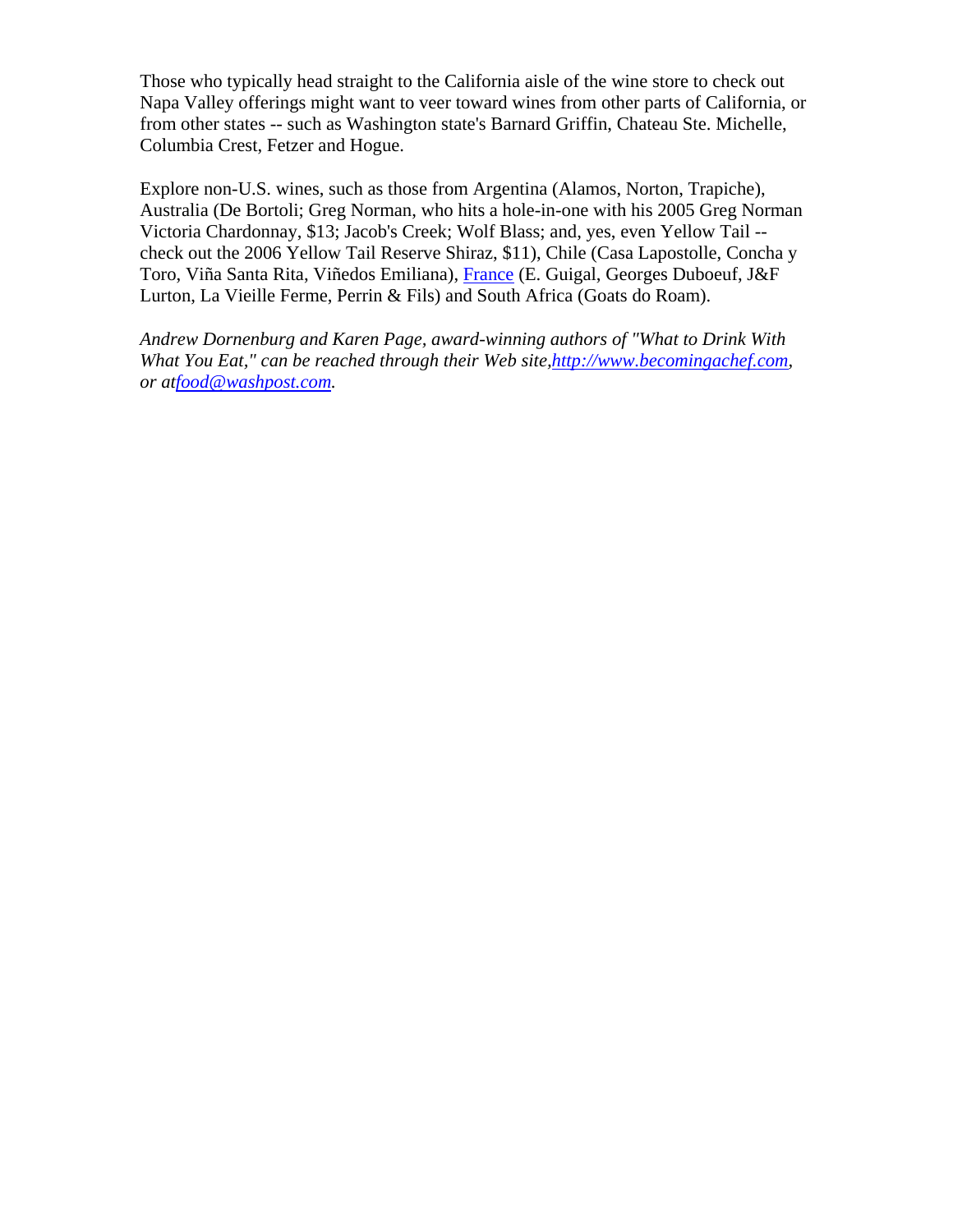Those who typically head straight to the California aisle of the wine store to check out Napa Valley offerings might want to veer toward wines from other parts of California, or from other states -- such as Washington state's Barnard Griffin, Chateau Ste. Michelle, Columbia Crest, Fetzer and Hogue.

Explore non-U.S. wines, such as those from Argentina (Alamos, Norton, Trapiche), Australia (De Bortoli; Greg Norman, who hits a hole-in-one with his 2005 Greg Norman Victoria Chardonnay, $13; Jacob's Creek; Wolf Blass; and, yes, even Yellow Tail -- check out the 2006 Yellow Tail Reserve Shiraz, $11), Chile (Casa Lapostolle, Concha y Toro, Viña Santa Rita, Viñedos Emiliana), [France](France) (E. Guigal, Georges Duboeuf, J&F Lurton, La Vieille Ferme, Perrin & Fils) and South Africa (Goats do Roam).

*Andrew Dornenburg and Karen Page, award-winning authors of "What to Drink With What You Eat," can be reached through their Web site,[http://www.becomingachef.com](http://www.becomingachef.com), or at[food@washpost.com](mailto:food@washpost.com).*